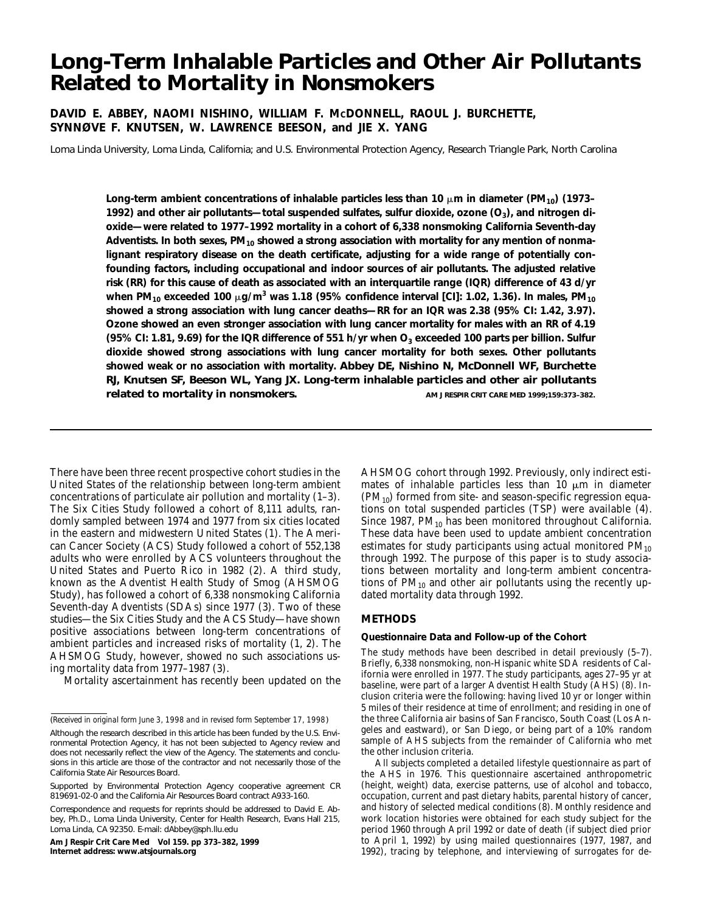# Long-Term Inhalable Particles and Other Air Pollutants Related to Mortality in Nonsmokers

**DAVID E. ABBEY, NAOMI NISHINO, WILLIAM F. McDONNELL, RAOUL J. BURCHETTE, SYNNØVE F. KNUTSEN, W. LAWRENCE BEESON, and JIE X. YANG**

Loma Linda University, Loma Linda, California; and U.S. Environmental Protection Agency, Research Triangle Park, North Carolina

**Long-term ambient concentrations of inhalable particles less than 10 μm in diameter ($PM_{10}$) (1973–1992) and other air pollutants—total suspended sulfates, sulfur dioxide, ozone ($O_3$), and nitrogen dioxide—were related to 1977–1992 mortality in a cohort of 6,338 nonsmoking California Seventh-day Adventists. In both sexes, $PM_{10}$ showed a strong association with mortality for any mention of nonmalignant respiratory disease on the death certificate, adjusting for a wide range of potentially confounding factors, including occupational and indoor sources of air pollutants. The adjusted relative risk (RR) for this cause of death as associated with an interquartile range (IQR) difference of 43 d/yr when $PM_{10}$ exceeded 100 μg/m$^3$ was 1.18 (95% confidence interval [CI]: 1.02, 1.36). In males, $PM_{10}$ showed a strong association with lung cancer deaths—RR for an IQR was 2.38 (95% CI: 1.42, 3.97). Ozone showed an even stronger association with lung cancer mortality for males with an RR of 4.19 (95% CI: 1.81, 9.69) for the IQR difference of 551 h/yr when $O_3$ exceeded 100 parts per billion. Sulfur dioxide showed strong associations with lung cancer mortality for both sexes. Other pollutants showed weak or no association with mortality. Abbey DE, Nishino N, McDonnell WF, Burchette RJ, Knutsen SF, Beeson WL, Yang JX. Long-term inhalable particles and other air pollutants related to mortality in nonsmokers.** AM J RESPIR CRIT CARE MED 1999;159:373–382.

There have been three recent prospective cohort studies in the United States of the relationship between long-term ambient concentrations of particulate air pollution and mortality (1–3). The Six Cities Study followed a cohort of 8,111 adults, randomly sampled between 1974 and 1977 from six cities located in the eastern and midwestern United States (1). The American Cancer Society (ACS) Study followed a cohort of 552,138 adults who were enrolled by ACS volunteers throughout the United States and Puerto Rico in 1982 (2). A third study, known as the Adventist Health Study of Smog (AHSMOG Study), has followed a cohort of 6,338 nonsmoking California Seventh-day Adventists (SDAs) since 1977 (3). Two of these studies—the Six Cities Study and the ACS Study—have shown positive associations between long-term concentrations of ambient particles and increased risks of mortality (1, 2). The AHSMOG Study, however, showed no such associations using mortality data from 1977–1987 (3).

Mortality ascertainment has recently been updated on the AHSMOG cohort through 1992. Previously, only indirect estimates of inhalable particles less than 10 μm in diameter ($PM_{10}$) formed from site- and season-specific regression equations on total suspended particles (TSP) were available (4). Since 1987, $PM_{10}$ has been monitored throughout California. These data have been used to update ambient concentration estimates for study participants using actual monitored $PM_{10}$ through 1992. The purpose of this paper is to study associations between mortality and long-term ambient concentrations of $PM_{10}$ and other air pollutants using the recently updated mortality data through 1992.

## METHODS

### Questionnaire Data and Follow-up of the Cohort

The study methods have been described in detail previously (5–7). Briefly, 6,338 nonsmoking, non-Hispanic white SDA residents of California were enrolled in 1977. The study participants, ages 27–95 yr at baseline, were part of a larger Adventist Health Study (AHS) (8). Inclusion criteria were the following: having lived 10 yr or longer within 5 miles of their residence at time of enrollment; and residing in one of the three California air basins of San Francisco, South Coast (Los Angeles and eastward), or San Diego, or being part of a 10% random sample of AHS subjects from the remainder of California who met the other inclusion criteria.

All subjects completed a detailed lifestyle questionnaire as part of the AHS in 1976. This questionnaire ascertained anthropometric (height, weight) data, exercise patterns, use of alcohol and tobacco, occupation, current and past dietary habits, parental history of cancer, and history of selected medical conditions (8). Monthly residence and work location histories were obtained for each study subject for the period 1960 through April 1992 or date of death (if subject died prior to April 1, 1992) by using mailed questionnaires (1977, 1987, and 1992), tracing by telephone, and interviewing of surrogates for de-

(*Received in original form June 3, 1998 and in revised form September 17, 1998*)

Although the research described in this article has been funded by the U.S. Environmental Protection Agency, it has not been subjected to Agency review and does not necessarily reflect the view of the Agency. The statements and conclusions in this article are those of the contractor and not necessarily those of the California State Air Resources Board.

Supported by Environmental Protection Agency cooperative agreement CR 819691-02-0 and the California Air Resources Board contract A933-160.

Correspondence and requests for reprints should be addressed to David E. Abbey, Ph.D., Loma Linda University, Center for Health Research, Evans Hall 215, Loma Linda, CA 92350. E-mail: dAbbey@sph.llu.edu

**Am J Respir Crit Care Med Vol 159. pp 373–382, 1999**
**Internet address: www.atsjournals.org**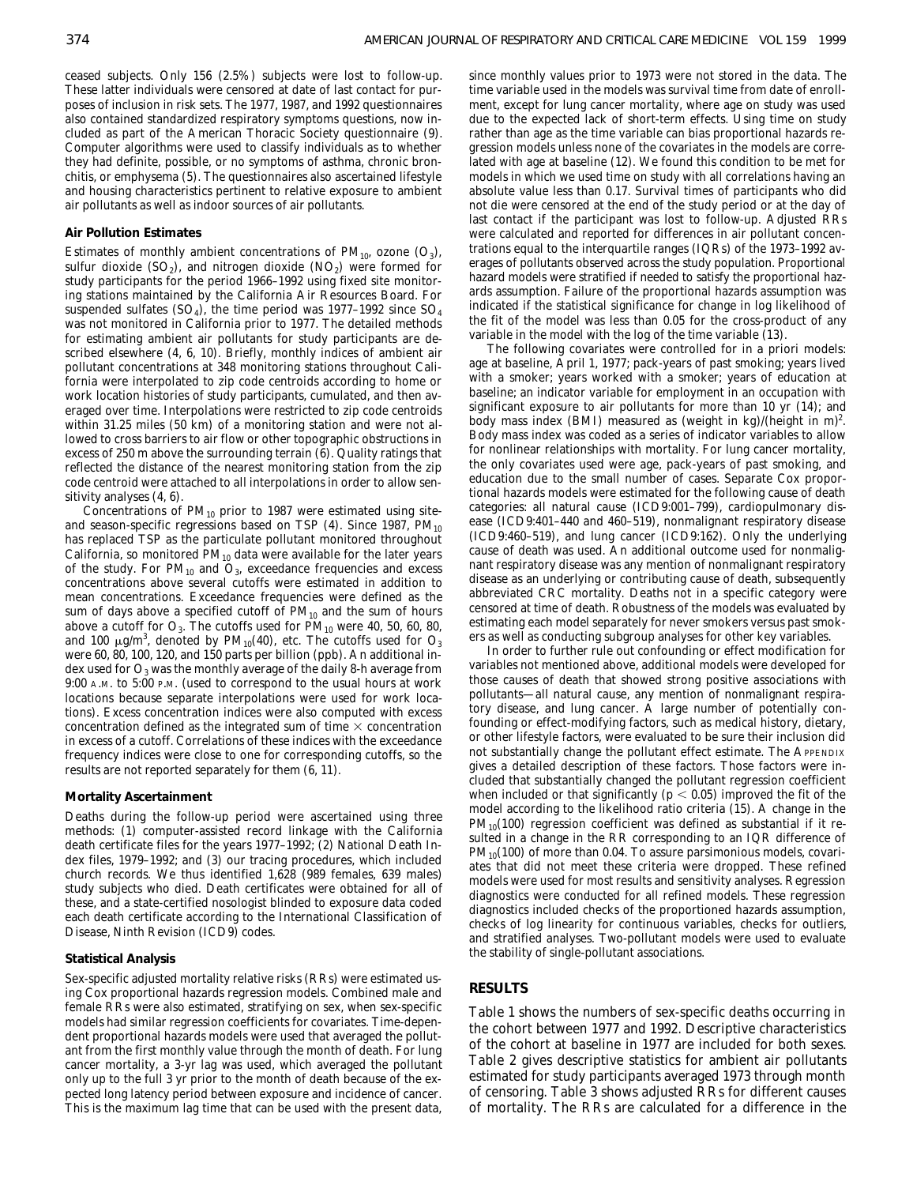ceased subjects. Only 156 (2.5%) subjects were lost to follow-up. These latter individuals were censored at date of last contact for purposes of inclusion in risk sets. The 1977, 1987, and 1992 questionnaires also contained standardized respiratory symptoms questions, now included as part of the American Thoracic Society questionnaire (9). Computer algorithms were used to classify individuals as to whether they had definite, possible, or no symptoms of asthma, chronic bronchitis, or emphysema (5). The questionnaires also ascertained lifestyle and housing characteristics pertinent to relative exposure to ambient air pollutants as well as indoor sources of air pollutants.

### Air Pollution Estimates

Estimates of monthly ambient concentrations of $PM_{10}$, ozone ($O_3$), sulfur dioxide ($SO_2$), and nitrogen dioxide ($NO_2$) were formed for study participants for the period 1966–1992 using fixed site monitoring stations maintained by the California Air Resources Board. For suspended sulfates ($SO_4$), the time period was 1977–1992 since $SO_4$ was not monitored in California prior to 1977. The detailed methods for estimating ambient air pollutants for study participants are described elsewhere (4, 6, 10). Briefly, monthly indices of ambient air pollutant concentrations at 348 monitoring stations throughout California were interpolated to zip code centroids according to home or work location histories of study participants, cumulated, and then averaged over time. Interpolations were restricted to zip code centroids within 31.25 miles (50 km) of a monitoring station and were not allowed to cross barriers to air flow or other topographic obstructions in excess of 250 m above the surrounding terrain (6). Quality ratings that reflected the distance of the nearest monitoring station from the zip code centroid were attached to all interpolations in order to allow sensitivity analyses (4, 6).

Concentrations of $PM_{10}$ prior to 1987 were estimated using site- and season-specific regressions based on TSP (4). Since 1987, $PM_{10}$ has replaced TSP as the particulate pollutant monitored throughout California, so monitored $PM_{10}$ data were available for the later years of the study. For $PM_{10}$ and $O_3$, exceedance frequencies and excess concentrations above several cutoffs were estimated in addition to mean concentrations. Exceedance frequencies were defined as the sum of days above a specified cutoff of $PM_{10}$ and the sum of hours above a cutoff for $O_3$. The cutoffs used for $PM_{10}$ were 40, 50, 60, 80, and 100 $\mu g/m^3$, denoted by $PM_{10}(40)$, etc. The cutoffs used for $O_3$ were 60, 80, 100, 120, and 150 parts per billion (ppb). An additional index used for $O_3$ was the monthly average of the daily 8-h average from 9:00 A.M. to 5:00 P.M. (used to correspond to the usual hours at work locations because separate interpolations were used for work locations). Excess concentration indices were also computed with excess concentration defined as the integrated sum of time × concentration in excess of a cutoff. Correlations of these indices with the exceedance frequency indices were close to one for corresponding cutoffs, so the results are not reported separately for them (6, 11).

### Mortality Ascertainment

Deaths during the follow-up period were ascertained using three methods: (1) computer-assisted record linkage with the California death certificate files for the years 1977–1992; (2) National Death Index files, 1979–1992; and (3) our tracing procedures, which included church records. We thus identified 1,628 (989 females, 639 males) study subjects who died. Death certificates were obtained for all of these, and a state-certified nosologist blinded to exposure data coded each death certificate according to the International Classification of Disease, Ninth Revision (ICD9) codes.

### Statistical Analysis

Sex-specific adjusted mortality relative risks (RRs) were estimated using Cox proportional hazards regression models. Combined male and female RRs were also estimated, stratifying on sex, when sex-specific models had similar regression coefficients for covariates. Time-dependent proportional hazards models were used that averaged the pollutant from the first monthly value through the month of death. For lung cancer mortality, a 3-yr lag was used, which averaged the pollutant only up to the full 3 yr prior to the month of death because of the expected long latency period between exposure and incidence of cancer. This is the maximum lag time that can be used with the present data, since monthly values prior to 1973 were not stored in the data. The time variable used in the models was survival time from date of enrollment, except for lung cancer mortality, where age on study was used due to the expected lack of short-term effects. Using time on study rather than age as the time variable can bias proportional hazards regression models unless none of the covariates in the models are correlated with age at baseline (12). We found this condition to be met for models in which we used time on study with all correlations having an absolute value less than 0.17. Survival times of participants who did not die were censored at the end of the study period or at the day of last contact if the participant was lost to follow-up. Adjusted RRs were calculated and reported for differences in air pollutant concentrations equal to the interquartile ranges (IQRs) of the 1973–1992 averages of pollutants observed across the study population. Proportional hazard models were stratified if needed to satisfy the proportional hazards assumption. Failure of the proportional hazards assumption was indicated if the statistical significance for change in log likelihood of the fit of the model was less than 0.05 for the cross-product of any variable in the model with the log of the time variable (13).

The following covariates were controlled for in a priori models: age at baseline, April 1, 1977; pack-years of past smoking; years lived with a smoker; years worked with a smoker; years of education at baseline; an indicator variable for employment in an occupation with significant exposure to air pollutants for more than 10 yr (14); and body mass index (BMI) measured as (weight in kg)/(height in m)$^2$. Body mass index was coded as a series of indicator variables to allow for nonlinear relationships with mortality. For lung cancer mortality, the only covariates used were age, pack-years of past smoking, and education due to the small number of cases. Separate Cox proportional hazards models were estimated for the following cause of death categories: all natural cause (ICD9:001–799), cardiopulmonary disease (ICD9:401–440 and 460–519), nonmalignant respiratory disease (ICD9:460–519), and lung cancer (ICD9:162). Only the underlying cause of death was used. An additional outcome used for nonmalignant respiratory disease was any mention of nonmalignant respiratory disease as an underlying or contributing cause of death, subsequently abbreviated CRC mortality. Deaths not in a specific category were censored at time of death. Robustness of the models was evaluated by estimating each model separately for never smokers versus past smokers as well as conducting subgroup analyses for other key variables.

In order to further rule out confounding or effect modification for variables not mentioned above, additional models were developed for those causes of death that showed strong positive associations with pollutants—all natural cause, any mention of nonmalignant respiratory disease, and lung cancer. A large number of potentially confounding or effect-modifying factors, such as medical history, dietary, or other lifestyle factors, were evaluated to be sure their inclusion did not substantially change the pollutant effect estimate. The APPENDIX gives a detailed description of these factors. Those factors were included that substantially changed the pollutant regression coefficient when included or that significantly ($p < 0.05$) improved the fit of the model according to the likelihood ratio criteria (15). A change in the $PM_{10}(100)$ regression coefficient was defined as substantial if it resulted in a change in the RR corresponding to an IQR difference of $PM_{10}(100)$ of more than 0.04. To assure parsimonious models, covariates that did not meet these criteria were dropped. These refined models were used for most results and sensitivity analyses. Regression diagnostics were conducted for all refined models. These regression diagnostics included checks of the proportioned hazards assumption, checks of log linearity for continuous variables, checks for outliers, and stratified analyses. Two-pollutant models were used to evaluate the stability of single-pollutant associations.

## RESULTS

Table 1 shows the numbers of sex-specific deaths occurring in the cohort between 1977 and 1992. Descriptive characteristics of the cohort at baseline in 1977 are included for both sexes. Table 2 gives descriptive statistics for ambient air pollutants estimated for study participants averaged 1973 through month of censoring. Table 3 shows adjusted RRs for different causes of mortality. The RRs are calculated for a difference in the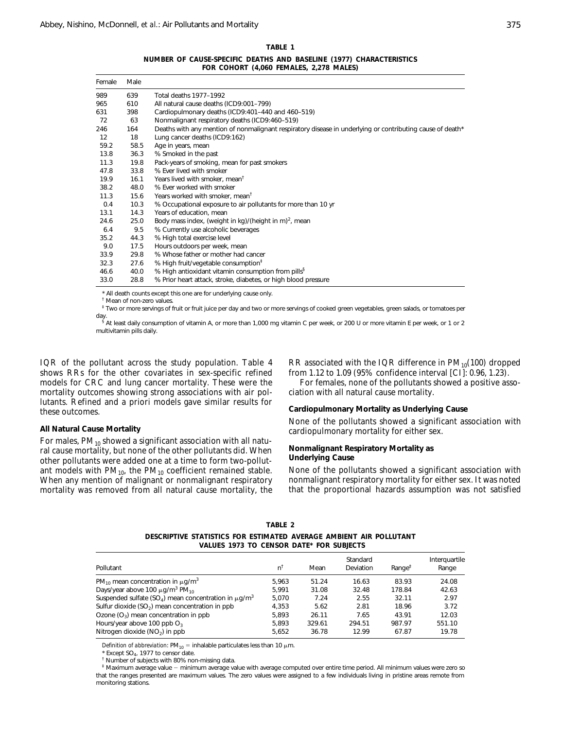**TABLE 1**

**NUMBER OF CAUSE-SPECIFIC DEATHS AND BASELINE (1977) CHARACTERISTICS FOR COHORT (4,060 FEMALES, 2,278 MALES)**

| Female | Male | |
|---|---|---|
| 989 | 639 | Total deaths 1977–1992 |
| 965 | 610 | All natural cause deaths (ICD9:001–799) |
| 631 | 398 | Cardiopulmonary deaths (ICD9:401–440 and 460–519) |
| 72 | 63 | Nonmalignant respiratory deaths (ICD9:460–519) |
| 246 | 164 | Deaths with any mention of nonmalignant respiratory disease in underlying or contributing cause of death* |
| 12 | 18 | Lung cancer deaths (ICD9:162) |
| 59.2 | 58.5 | Age in years, mean |
| 13.8 | 36.3 | % Smoked in the past |
| 11.3 | 19.8 | Pack-years of smoking, mean for past smokers |
| 47.8 | 33.8 | % Ever lived with smoker |
| 19.9 | 16.1 | Years lived with smoker, mean† |
| 38.2 | 48.0 | % Ever worked with smoker |
| 11.3 | 15.6 | Years worked with smoker, mean† |
| 0.4 | 10.3 | % Occupational exposure to air pollutants for more than 10 yr |
| 13.1 | 14.3 | Years of education, mean |
| 24.6 | 25.0 | Body mass index, (weight in kg)/(height in m)$^2$, mean |
| 6.4 | 9.5 | % Currently use alcoholic beverages |
| 35.2 | 44.3 | % High total exercise level |
| 9.0 | 17.5 | Hours outdoors per week, mean |
| 33.9 | 29.8 | % Whose father or mother had cancer |
| 32.3 | 27.6 | % High fruit/vegetable consumption‡ |
| 46.6 | 40.0 | % High antioxidant vitamin consumption from pills§ |
| 33.0 | 28.8 | % Prior heart attack, stroke, diabetes, or high blood pressure |

\* All death counts except this one are for underlying cause only.

† Mean of non-zero values.

‡ Two or more servings of fruit or fruit juice per day and two or more servings of cooked green vegetables, green salads, or tomatoes per day.

§ At least daily consumption of vitamin A, or more than 1,000 mg vitamin C per week, or 200 U or more vitamin E per week, or 1 or 2 multivitamin pills daily.

IQR of the pollutant across the study population. Table 4 shows RRs for the other covariates in sex-specific refined models for CRC and lung cancer mortality. These were the mortality outcomes showing strong associations with air pollutants. Refined and a priori models gave similar results for these outcomes.

### All Natural Cause Mortality

For males, $PM_{10}$ showed a significant association with all natural cause mortality, but none of the other pollutants did. When other pollutants were added one at a time to form two-pollutant models with $PM_{10}$, the $PM_{10}$ coefficient remained stable. When any mention of malignant or nonmalignant respiratory mortality was removed from all natural cause mortality, the RR associated with the IQR difference in $PM_{10}$(100) dropped from 1.12 to 1.09 (95% confidence interval [CI]: 0.96, 1.23).

For females, none of the pollutants showed a positive association with all natural cause mortality.

### Cardiopulmonary Mortality as Underlying Cause

None of the pollutants showed a significant association with cardiopulmonary mortality for either sex.

### Nonmalignant Respiratory Mortality as Underlying Cause

None of the pollutants showed a significant association with nonmalignant respiratory mortality for either sex. It was noted that the proportional hazards assumption was not satisfied

**TABLE 2**

**DESCRIPTIVE STATISTICS FOR ESTIMATED AVERAGE AMBIENT AIR POLLUTANT VALUES 1973 TO CENSOR DATE* FOR SUBJECTS**

| Pollutant | n† | Mean | Standard Deviation | Range‡ | Interquartile Range |
|---|---|---|---|---|---|
| $PM_{10}$ mean concentration in $\mu g/m^3$ | 5,963 | 51.24 | 16.63 | 83.93 | 24.08 |
| Days/year above 100 $\mu g/m^3$ $PM_{10}$ | 5,991 | 31.08 | 32.48 | 178.84 | 42.63 |
| Suspended sulfate ($SO_4$) mean concentration in $\mu g/m^3$ | 5,070 | 7.24 | 2.55 | 32.11 | 2.97 |
| Sulfur dioxide ($SO_2$) mean concentration in ppb | 4,353 | 5.62 | 2.81 | 18.96 | 3.72 |
| Ozone ($O_3$) mean concentration in ppb | 5,893 | 26.11 | 7.65 | 43.91 | 12.03 |
| Hours/year above 100 ppb $O_3$ | 5,893 | 329.61 | 294.51 | 987.97 | 551.10 |
| Nitrogen dioxide ($NO_2$) in ppb | 5,652 | 36.78 | 12.99 | 67.87 | 19.78 |

*Definition of abbreviation*: $PM_{10}$ = inhalable particulates less than 10 $\mu$m.

\* Except $SO_4$, 1977 to censor date.

† Number of subjects with 80% non-missing data.

‡ Maximum average value − minimum average value with average computed over entire time period. All minimum values were zero so that the ranges presented are maximum values. The zero values were assigned to a few individuals living in pristine areas remote from monitoring stations.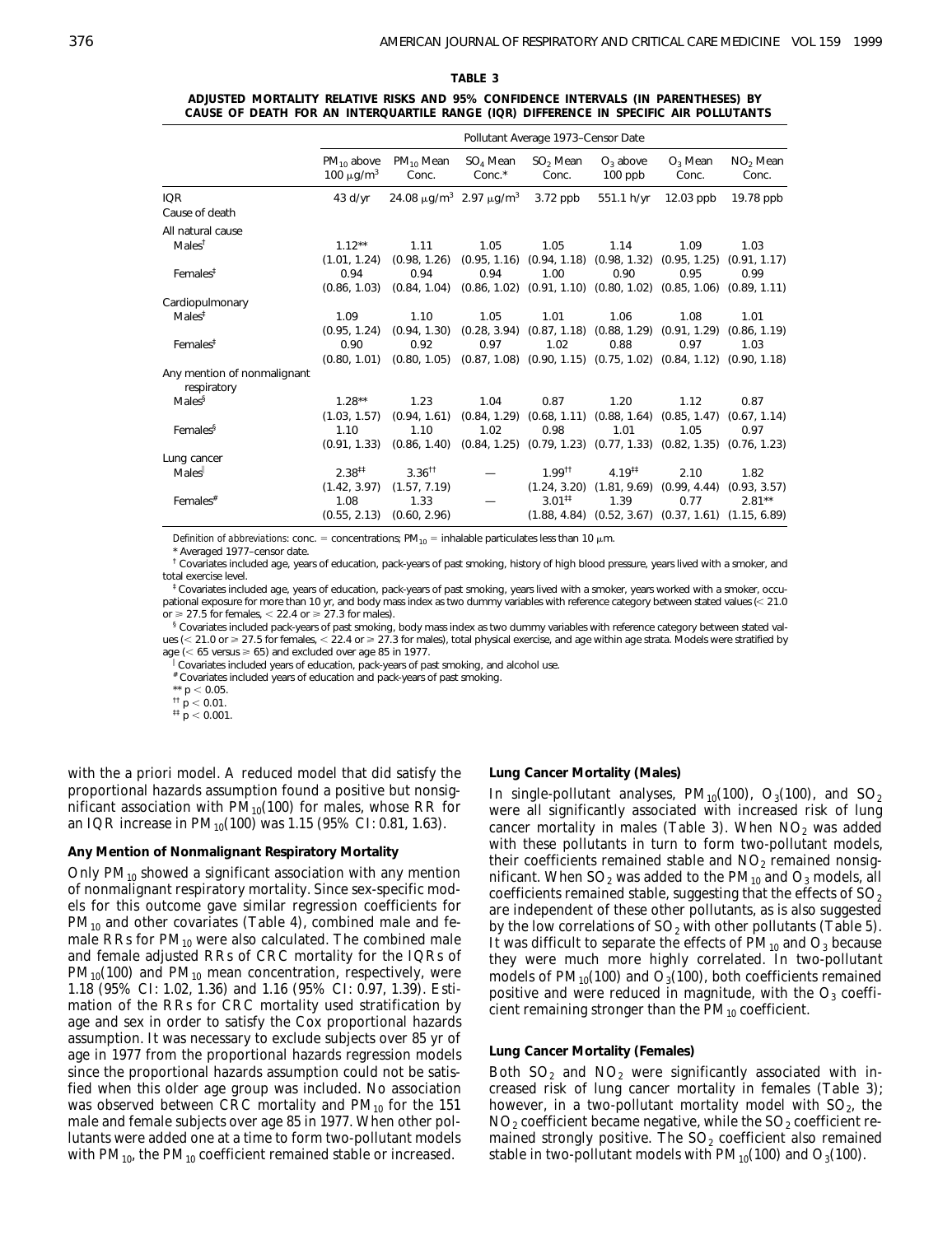**TABLE 3**

**ADJUSTED MORTALITY RELATIVE RISKS AND 95% CONFIDENCE INTERVALS (IN PARENTHESES) BY CAUSE OF DEATH FOR AN INTERQUARTILE RANGE (IQR) DIFFERENCE IN SPECIFIC AIR POLLUTANTS**

| | Pollutant Average 1973–Censor Date | | | | | | |
|---|---|---|---|---|---|---|---|
| | $PM_{10}$ above 100 μg/m³ | $PM_{10}$ Mean Conc. | $SO_4$ Mean Conc.* | $SO_2$ Mean Conc. | $O_3$ above 100 ppb | $O_3$ Mean Conc. | $NO_2$ Mean Conc. |
| IQR | 43 d/yr | 24.08 μg/m³ | 2.97 μg/m³ | 3.72 ppb | 551.1 h/yr | 12.03 ppb | 19.78 ppb |
| Cause of death | | | | | | | |
| All natural cause | | | | | | | |
| Males† | 1.12** (1.01, 1.24) | 1.11 (0.98, 1.26) | 1.05 (0.95, 1.16) | 1.05 (0.94, 1.18) | 1.14 (0.98, 1.32) | 1.09 (0.95, 1.25) | 1.03 (0.91, 1.17) |
| Females‡ | 0.94 (0.86, 1.03) | 0.94 (0.84, 1.04) | 0.94 (0.86, 1.02) | 1.00 (0.91, 1.10) | 0.90 (0.80, 1.02) | 0.95 (0.85, 1.06) | 0.99 (0.89, 1.11) |
| Cardiopulmonary | | | | | | | |
| Males‡ | 1.09 (0.95, 1.24) | 1.10 (0.94, 1.30) | 1.05 (0.28, 3.94) | 1.01 (0.87, 1.18) | 1.06 (0.88, 1.29) | 1.08 (0.91, 1.29) | 1.01 (0.86, 1.19) |
| Females‡ | 0.90 (0.80, 1.01) | 0.92 (0.80, 1.05) | 0.97 (0.87, 1.08) | 1.02 (0.90, 1.15) | 0.88 (0.75, 1.02) | 0.97 (0.84, 1.12) | 1.03 (0.90, 1.18) |
| Any mention of nonmalignant respiratory | | | | | | | |
| Males§ | 1.28** (1.03, 1.57) | 1.23 (0.94, 1.61) | 1.04 (0.84, 1.29) | 0.87 (0.68, 1.11) | 1.20 (0.88, 1.64) | 1.12 (0.85, 1.47) | 0.87 (0.67, 1.14) |
| Females§ | 1.10 (0.91, 1.33) | 1.10 (0.86, 1.40) | 1.02 (0.84, 1.25) | 0.98 (0.79, 1.23) | 1.01 (0.77, 1.33) | 1.05 (0.82, 1.35) | 0.97 (0.76, 1.23) |
| Lung cancer | | | | | | | |
| Males‖ | 2.38‡‡ (1.42, 3.97) | 3.36†† (1.57, 7.19) | — | 1.99†† (1.24, 3.20) | 4.19‡‡ (1.81, 9.69) | 2.10 (0.99, 4.44) | 1.82 (0.93, 3.57) |
| Females# | 1.08 (0.55, 2.13) | 1.33 (0.60, 2.96) | — | 3.01‡‡ (1.88, 4.84) | 1.39 (0.52, 3.67) | 0.77 (0.37, 1.61) | 2.81** (1.15, 6.89) |

*Definition of abbreviations*: conc. = concentrations; $PM_{10}$ = inhalable particulates less than 10 μm.

\* Averaged 1977–censor date.

† Covariates included age, years of education, pack-years of past smoking, history of high blood pressure, years lived with a smoker, and total exercise level.

‡ Covariates included age, years of education, pack-years of past smoking, years lived with a smoker, years worked with a smoker, occupational exposure for more than 10 yr, and body mass index as two dummy variables with reference category between stated values (< 21.0 or ≥ 27.5 for females, < 22.4 or ≥ 27.3 for males).

§ Covariates included pack-years of past smoking, body mass index as two dummy variables with reference category between stated values (< 21.0 or ≥ 27.5 for females, < 22.4 or ≥ 27.3 for males), total physical exercise, and age within age strata. Models were stratified by age (< 65 versus ≥ 65) and excluded over age 85 in 1977.

‖ Covariates included years of education, pack-years of past smoking, and alcohol use.

# Covariates included years of education and pack-years of past smoking.

** $p < 0.05$.

†† $p < 0.01$.

‡‡ $p < 0.001$.

with the a priori model. A reduced model that did satisfy the proportional hazards assumption found a positive but nonsignificant association with $PM_{10}(100)$ for males, whose RR for an IQR increase in $PM_{10}(100)$ was 1.15 (95% CI: 0.81, 1.63).

#### Any Mention of Nonmalignant Respiratory Mortality

Only $PM_{10}$ showed a significant association with any mention of nonmalignant respiratory mortality. Since sex-specific models for this outcome gave similar regression coefficients for $PM_{10}$ and other covariates (Table 4), combined male and female RRs for $PM_{10}$ were also calculated. The combined male and female adjusted RRs of CRC mortality for the IQRs of $PM_{10}(100)$ and $PM_{10}$ mean concentration, respectively, were 1.18 (95% CI: 1.02, 1.36) and 1.16 (95% CI: 0.97, 1.39). Estimation of the RRs for CRC mortality used stratification by age and sex in order to satisfy the Cox proportional hazards assumption. It was necessary to exclude subjects over 85 yr of age in 1977 from the proportional hazards regression models since the proportional hazards assumption could not be satisfied when this older age group was included. No association was observed between CRC mortality and $PM_{10}$ for the 151 male and female subjects over age 85 in 1977. When other pollutants were added one at a time to form two-pollutant models with $PM_{10}$, the $PM_{10}$ coefficient remained stable or increased.

#### Lung Cancer Mortality (Males)

In single-pollutant analyses, $PM_{10}(100)$, $O_3(100)$, and $SO_2$ were all significantly associated with increased risk of lung cancer mortality in males (Table 3). When $NO_2$ was added with these pollutants in turn to form two-pollutant models, their coefficients remained stable and $NO_2$ remained nonsignificant. When $SO_2$ was added to the $PM_{10}$ and $O_3$ models, all coefficients remained stable, suggesting that the effects of $SO_2$ are independent of these other pollutants, as is also suggested by the low correlations of $SO_2$ with other pollutants (Table 5). It was difficult to separate the effects of $PM_{10}$ and $O_3$ because they were much more highly correlated. In two-pollutant models of $PM_{10}(100)$ and $O_3(100)$, both coefficients remained positive and were reduced in magnitude, with the $O_3$ coefficient remaining stronger than the $PM_{10}$ coefficient.

#### Lung Cancer Mortality (Females)

Both $SO_2$ and $NO_2$ were significantly associated with increased risk of lung cancer mortality in females (Table 3); however, in a two-pollutant mortality model with $SO_2$, the $NO_2$ coefficient became negative, while the $SO_2$ coefficient remained strongly positive. The $SO_2$ coefficient also remained stable in two-pollutant models with $PM_{10}(100)$ and $O_3(100)$.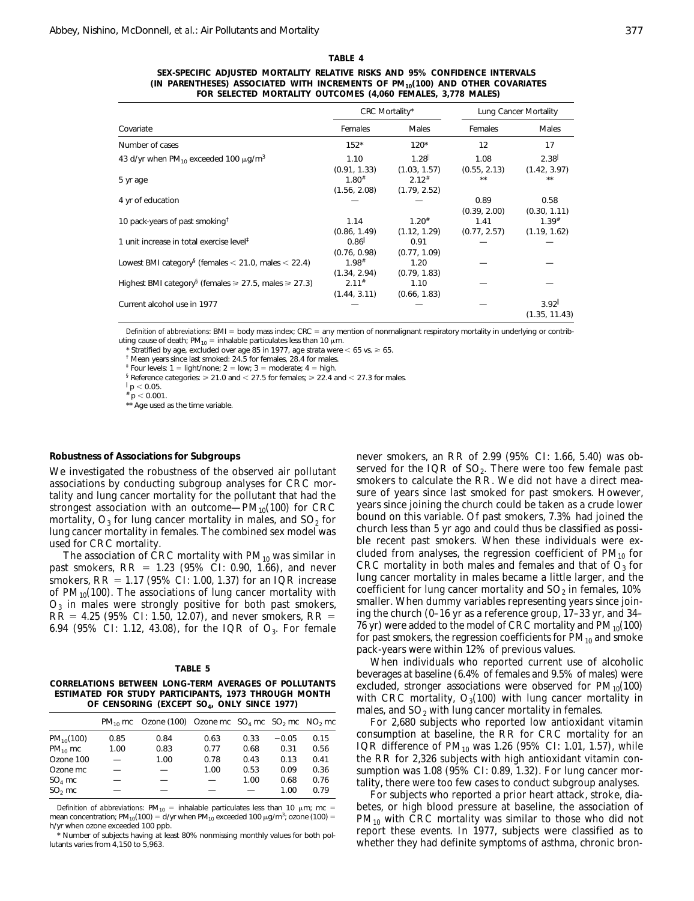**TABLE 4**

**SEX-SPECIFIC ADJUSTED MORTALITY RELATIVE RISKS AND 95% CONFIDENCE INTERVALS (IN PARENTHESES) ASSOCIATED WITH INCREMENTS OF $PM_{10}(100)$ AND OTHER COVARIATES FOR SELECTED MORTALITY OUTCOMES (4,060 FEMALES, 3,778 MALES)**

| | CRC Mortality* | | Lung Cancer Mortality | |
|---|---|---|---|---|
| Covariate | Females | Males | Females | Males |
| Number of cases | 152* | 120* | 12 | 17 |
| 43 d/yr when $PM_{10}$ exceeded 100 $\mu g/m^3$ | 1.10 (0.91, 1.33) | 1.28[‖] (1.03, 1.57) | 1.08 (0.55, 2.13) | 2.38[‖] (1.42, 3.97) |
| 5 yr age | 1.80[#] (1.56, 2.08) | 2.12[#] (1.79, 2.52) | ** | ** |
| 4 yr of education | — | — | 0.89 (0.39, 2.00) | 0.58 (0.30, 1.11) |
| 10 pack-years of past smoking[†] | 1.14 (0.86, 1.49) | 1.20[#] (1.12, 1.29) | 1.41 (0.77, 2.57) | 1.39[#] (1.19, 1.62) |
| 1 unit increase in total exercise level[‡] | 0.86[‖] (0.76, 0.98) | 0.91 (0.77, 1.09) | — | — |
| Lowest BMI category[§] (females < 21.0, males < 22.4) | 1.98[#] (1.34, 2.94) | 1.20 (0.79, 1.83) | — | — |
| Highest BMI category[§] (females ⩾ 27.5, males ⩾ 27.3) | 2.11[#] (1.44, 3.11) | 1.10 (0.66, 1.83) | — | — |
| Current alcohol use in 1977 | — | — | — | 3.92[‖] (1.35, 11.43) |

*Definition of abbreviations*: BMI = body mass index; CRC = any mention of nonmalignant respiratory mortality in underlying or contributing cause of death; $PM_{10}$ = inhalable particulates less than 10 $\mu$m.

\* Stratified by age, excluded over age 85 in 1977, age strata were < 65 vs. ⩾ 65.

[†] Mean years since last smoked: 24.5 for females, 28.4 for males.

[‡] Four levels: 1 = light/none; 2 = low; 3 = moderate; 4 = high.

[§] Reference categories: ⩾ 21.0 and < 27.5 for females; ⩾ 22.4 and < 27.3 for males.

[‖] $p < 0.05$.

[#] $p < 0.001$.

** Age used as the time variable.

### Robustness of Associations for Subgroups

We investigated the robustness of the observed air pollutant associations by conducting subgroup analyses for CRC mortality and lung cancer mortality for the pollutant that had the strongest association with an outcome—$PM_{10}(100)$ for CRC mortality, $O_3$ for lung cancer mortality in males, and $SO_2$ for lung cancer mortality in females. The combined sex model was used for CRC mortality.

The association of CRC mortality with $PM_{10}$ was similar in past smokers, RR = 1.23 (95% CI: 0.90, 1.66), and never smokers, RR = 1.17 (95% CI: 1.00, 1.37) for an IQR increase of $PM_{10}(100)$. The associations of lung cancer mortality with $O_3$ in males were strongly positive for both past smokers, RR = 4.25 (95% CI: 1.50, 12.07), and never smokers, RR = 6.94 (95% CI: 1.12, 43.08), for the IQR of $O_3$. For female never smokers, an RR of 2.99 (95% CI: 1.66, 5.40) was observed for the IQR of $SO_2$. There were too few female past smokers to calculate the RR. We did not have a direct measure of years since last smoked for past smokers. However, years since joining the church could be taken as a crude lower bound on this variable. Of past smokers, 7.3% had joined the church less than 5 yr ago and could thus be classified as possible recent past smokers. When these individuals were excluded from analyses, the regression coefficient of $PM_{10}$ for CRC mortality in both males and females and that of $O_3$ for lung cancer mortality in males became a little larger, and the coefficient for lung cancer mortality and $SO_2$ in females, 10% smaller. When dummy variables representing years since joining the church (0–16 yr as a reference group, 17–33 yr, and 34–76 yr) were added to the model of CRC mortality and $PM_{10}(100)$ for past smokers, the regression coefficients for $PM_{10}$ and smoke pack-years were within 12% of previous values.

When individuals who reported current use of alcoholic beverages at baseline (6.4% of females and 9.5% of males) were excluded, stronger associations were observed for $PM_{10}(100)$ with CRC mortality, $O_3(100)$ with lung cancer mortality in males, and $SO_2$ with lung cancer mortality in females.

For 2,680 subjects who reported low antioxidant vitamin consumption at baseline, the RR for CRC mortality for an IQR difference of $PM_{10}$ was 1.26 (95% CI: 1.01, 1.57), while the RR for 2,326 subjects with high antioxidant vitamin consumption was 1.08 (95% CI: 0.89, 1.32). For lung cancer mortality, there were too few cases to conduct subgroup analyses.

For subjects who reported a prior heart attack, stroke, diabetes, or high blood pressure at baseline, the association of $PM_{10}$ with CRC mortality was similar to those who did not report these events. In 1977, subjects were classified as to whether they had definite symptoms of asthma, chronic bron-

**TABLE 5**

**CORRELATIONS BETWEEN LONG-TERM AVERAGES OF POLLUTANTS ESTIMATED FOR STUDY PARTICIPANTS, 1973 THROUGH MONTH OF CENSORING (EXCEPT $SO_4$, ONLY SINCE 1977)**

| | $PM_{10}$ mc | Ozone (100) | Ozone mc | $SO_4$ mc | $SO_2$ mc | $NO_2$ mc |
|---|---|---|---|---|---|---|
| $PM_{10}(100)$ | 0.85 | 0.84 | 0.63 | 0.33 | −0.05 | 0.15 |
| $PM_{10}$ mc | 1.00 | 0.83 | 0.77 | 0.68 | 0.31 | 0.56 |
| Ozone 100 | — | 1.00 | 0.78 | 0.43 | 0.13 | 0.41 |
| Ozone mc | — | — | 1.00 | 0.53 | 0.09 | 0.36 |
| $SO_4$ mc | — | — | — | 1.00 | 0.68 | 0.76 |
| $SO_2$ mc | — | — | — | — | 1.00 | 0.79 |

*Definition of abbreviations*: $PM_{10}$ = inhalable particulates less than 10 $\mu$m; mc = mean concentration; $PM_{10}(100)$ = d/yr when $PM_{10}$ exceeded 100 $\mu g/m^3$; ozone (100) = h/yr when ozone exceeded 100 ppb.

\* Number of subjects having at least 80% nonmissing monthly values for both pollutants varies from 4,150 to 5,963.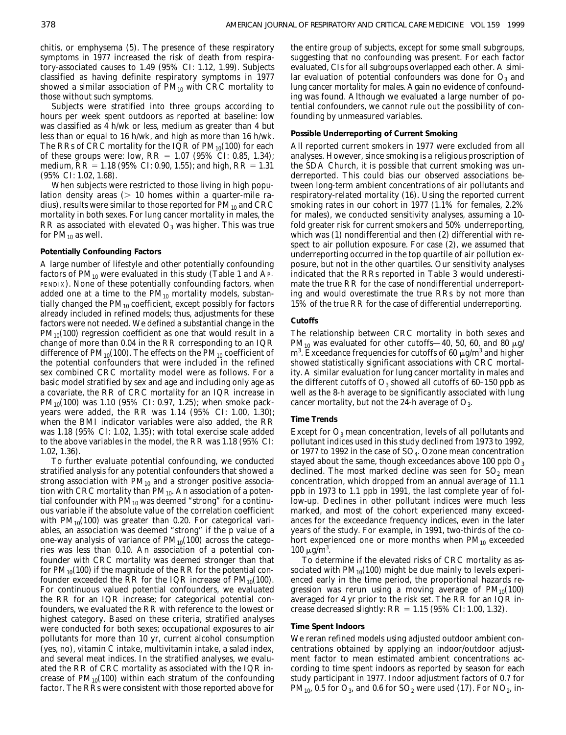chitis, or emphysema (5). The presence of these respiratory symptoms in 1977 increased the risk of death from respiratory-associated causes to 1.49 (95% CI: 1.12, 1.99). Subjects classified as having definite respiratory symptoms in 1977 showed a similar association of $PM_{10}$ with CRC mortality to those without such symptoms.

Subjects were stratified into three groups according to hours per week spent outdoors as reported at baseline: low was classified as 4 h/wk or less, medium as greater than 4 but less than or equal to 16 h/wk, and high as more than 16 h/wk. The RRs of CRC mortality for the IQR of $PM_{10}(100)$ for each of these groups were: low, RR = 1.07 (95% CI: 0.85, 1.34); medium, RR = 1.18 (95% CI: 0.90, 1.55); and high, RR = 1.31 (95% CI: 1.02, 1.68).

When subjects were restricted to those living in high population density areas (> 10 homes within a quarter-mile radius), results were similar to those reported for $PM_{10}$ and CRC mortality in both sexes. For lung cancer mortality in males, the RR as associated with elevated $O_3$ was higher. This was true for $PM_{10}$ as well.

**Potentially Confounding Factors**

A large number of lifestyle and other potentially confounding factors of $PM_{10}$ were evaluated in this study (Table 1 and APPENDIX). None of these potentially confounding factors, when added one at a time to the $PM_{10}$ mortality models, substantially changed the $PM_{10}$ coefficient, except possibly for factors already included in refined models; thus, adjustments for these factors were not needed. We defined a substantial change in the $PM_{10}(100)$ regression coefficient as one that would result in a change of more than 0.04 in the RR corresponding to an IQR difference of $PM_{10}(100)$. The effects on the $PM_{10}$ coefficient of the potential confounders that were included in the refined sex combined CRC mortality model were as follows. For a basic model stratified by sex and age and including only age as a covariate, the RR of CRC mortality for an IQR increase in $PM_{10}(100)$ was 1.10 (95% CI: 0.97, 1.25); when smoke pack-years were added, the RR was 1.14 (95% CI: 1.00, 1.30); when the BMI indicator variables were also added, the RR was 1.18 (95% CI: 1.02, 1.35); with total exercise scale added to the above variables in the model, the RR was 1.18 (95% CI: 1.02, 1.36).

To further evaluate potential confounding, we conducted stratified analysis for any potential confounders that showed a strong association with $PM_{10}$ and a stronger positive association with CRC mortality than $PM_{10}$. An association of a potential confounder with $PM_{10}$ was deemed "strong" for a continuous variable if the absolute value of the correlation coefficient with $PM_{10}(100)$ was greater than 0.20. For categorical variables, an association was deemed "strong" if the p value of a one-way analysis of variance of $PM_{10}(100)$ across the categories was less than 0.10. An association of a potential confounder with CRC mortality was deemed stronger than that for $PM_{10}(100)$ if the magnitude of the RR for the potential confounder exceeded the RR for the IQR increase of $PM_{10}(100)$. For continuous valued potential confounders, we evaluated the RR for an IQR increase; for categorical potential confounders, we evaluated the RR with reference to the lowest or highest category. Based on these criteria, stratified analyses were conducted for both sexes; occupational exposures to air pollutants for more than 10 yr, current alcohol consumption (yes, no), vitamin C intake, multivitamin intake, a salad index, and several meat indices. In the stratified analyses, we evaluated the RR of CRC mortality as associated with the IQR increase of $PM_{10}(100)$ within each stratum of the confounding factor. The RRs were consistent with those reported above for the entire group of subjects, except for some small subgroups, suggesting that no confounding was present. For each factor evaluated, CIs for all subgroups overlapped each other. A similar evaluation of potential confounders was done for $O_3$ and lung cancer mortality for males. Again no evidence of confounding was found. Although we evaluated a large number of potential confounders, we cannot rule out the possibility of confounding by unmeasured variables.

**Possible Underreporting of Current Smoking**

All reported current smokers in 1977 were excluded from all analyses. However, since smoking is a religious proscription of the SDA Church, it is possible that current smoking was underreported. This could bias our observed associations between long-term ambient concentrations of air pollutants and respiratory-related mortality (16). Using the reported current smoking rates in our cohort in 1977 (1.1% for females, 2.2% for males), we conducted sensitivity analyses, assuming a 10-fold greater risk for current smokers and 50% underreporting, which was (1) nondifferential and then (2) differential with respect to air pollution exposure. For case (2), we assumed that underreporting occurred in the top quartile of air pollution exposure, but not in the other quartiles. Our sensitivity analyses indicated that the RRs reported in Table 3 would underestimate the true RR for the case of nondifferential underreporting and would overestimate the true RRs by not more than 15% of the true RR for the case of differential underreporting.

**Cutoffs**

The relationship between CRC mortality in both sexes and $PM_{10}$ was evaluated for other cutoffs—40, 50, 60, and 80 $\mu g/m^3$. Exceedance frequencies for cutoffs of 60 $\mu g/m^3$ and higher showed statistically significant associations with CRC mortality. A similar evaluation for lung cancer mortality in males and the different cutoffs of $O_3$ showed all cutoffs of 60–150 ppb as well as the 8-h average to be significantly associated with lung cancer mortality, but not the 24-h average of $O_3$.

**Time Trends**

Except for $O_3$ mean concentration, levels of all pollutants and pollutant indices used in this study declined from 1973 to 1992, or 1977 to 1992 in the case of $SO_4$. Ozone mean concentration stayed about the same, though exceedances above 100 ppb $O_3$ declined. The most marked decline was seen for $SO_2$ mean concentration, which dropped from an annual average of 11.1 ppb in 1973 to 1.1 ppb in 1991, the last complete year of follow-up. Declines in other pollutant indices were much less marked, and most of the cohort experienced many exceedances for the exceedance frequency indices, even in the later years of the study. For example, in 1991, two-thirds of the cohort experienced one or more months when $PM_{10}$ exceeded 100 $\mu g/m^3$.

To determine if the elevated risks of CRC mortality as associated with $PM_{10}(100)$ might be due mainly to levels experienced early in the time period, the proportional hazards regression was rerun using a moving average of $PM_{10}(100)$ averaged for 4 yr prior to the risk set. The RR for an IQR increase decreased slightly: RR = 1.15 (95% CI: 1.00, 1.32).

**Time Spent Indoors**

We reran refined models using adjusted outdoor ambient concentrations obtained by applying an indoor/outdoor adjustment factor to mean estimated ambient concentrations according to time spent indoors as reported by season for each study participant in 1977. Indoor adjustment factors of 0.7 for $PM_{10}$, 0.5 for $O_3$, and 0.6 for $SO_2$ were used (17). For $NO_2$, in-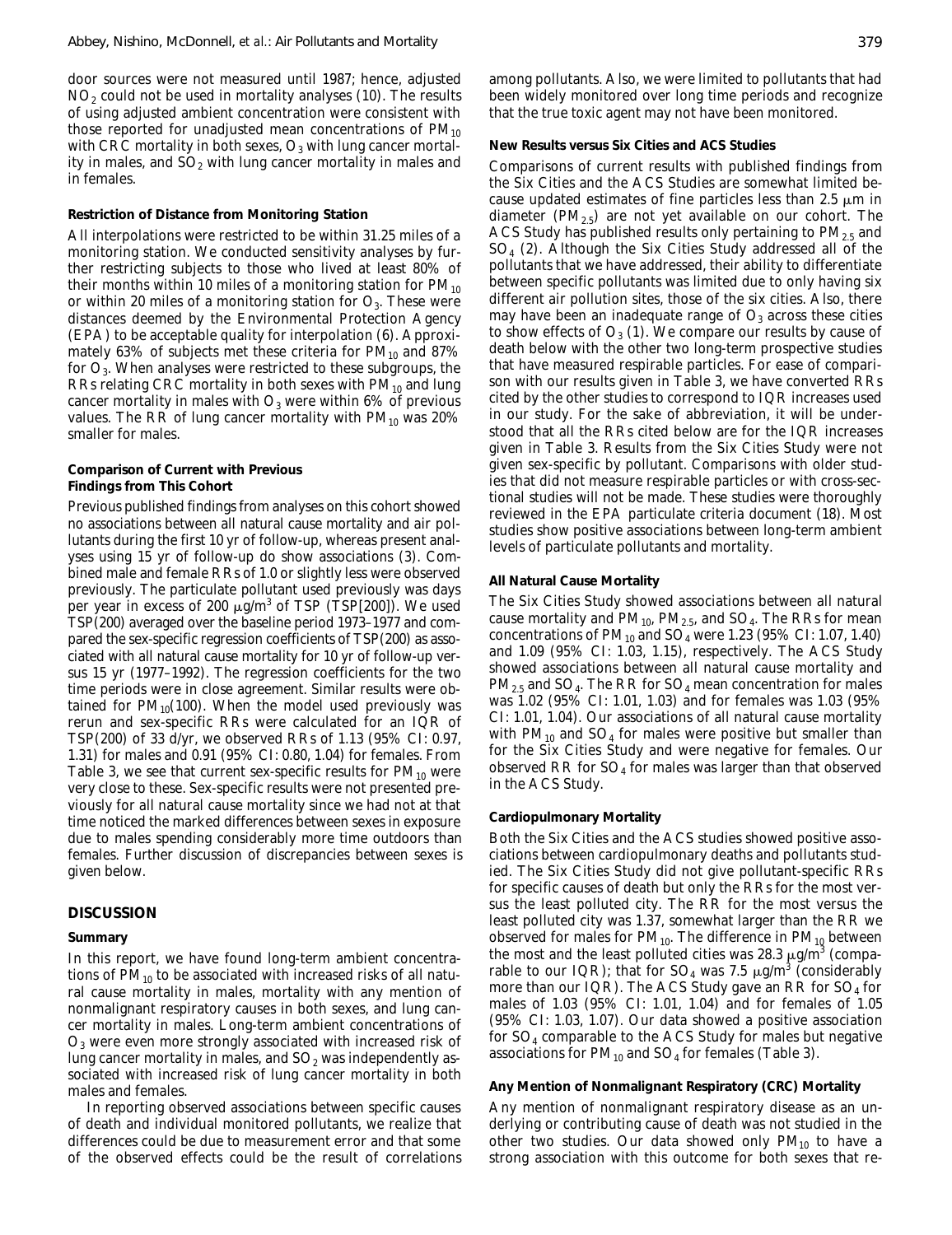door sources were not measured until 1987; hence, adjusted $NO_2$ could not be used in mortality analyses (10). The results of using adjusted ambient concentration were consistent with those reported for unadjusted mean concentrations of $PM_{10}$ with CRC mortality in both sexes, $O_3$ with lung cancer mortality in males, and $SO_2$ with lung cancer mortality in males and in females.

### Restriction of Distance from Monitoring Station

All interpolations were restricted to be within 31.25 miles of a monitoring station. We conducted sensitivity analyses by further restricting subjects to those who lived at least 80% of their months within 10 miles of a monitoring station for $PM_{10}$ or within 20 miles of a monitoring station for $O_3$. These were distances deemed by the Environmental Protection Agency (EPA) to be acceptable quality for interpolation (6). Approximately 63% of subjects met these criteria for $PM_{10}$ and 87% for $O_3$. When analyses were restricted to these subgroups, the RRs relating CRC mortality in both sexes with $PM_{10}$ and lung cancer mortality in males with $O_3$ were within 6% of previous values. The RR of lung cancer mortality with $PM_{10}$ was 20% smaller for males.

### Comparison of Current with Previous Findings from This Cohort

Previous published findings from analyses on this cohort showed no associations between all natural cause mortality and air pollutants during the first 10 yr of follow-up, whereas present analyses using 15 yr of follow-up do show associations (3). Combined male and female RRs of 1.0 or slightly less were observed previously. The particulate pollutant used previously was days per year in excess of 200 μg/m$^3$ of TSP (TSP[200]). We used TSP(200) averaged over the baseline period 1973–1977 and compared the sex-specific regression coefficients of TSP(200) as associated with all natural cause mortality for 10 yr of follow-up versus 15 yr (1977–1992). The regression coefficients for the two time periods were in close agreement. Similar results were obtained for $PM_{10}$(100). When the model used previously was rerun and sex-specific RRs were calculated for an IQR of TSP(200) of 33 d/yr, we observed RRs of 1.13 (95% CI: 0.97, 1.31) for males and 0.91 (95% CI: 0.80, 1.04) for females. From Table 3, we see that current sex-specific results for $PM_{10}$ were very close to these. Sex-specific results were not presented previously for all natural cause mortality since we had not at that time noticed the marked differences between sexes in exposure due to males spending considerably more time outdoors than females. Further discussion of discrepancies between sexes is given below.

## DISCUSSION

### Summary

In this report, we have found long-term ambient concentrations of $PM_{10}$ to be associated with increased risks of all natural cause mortality in males, mortality with any mention of nonmalignant respiratory causes in both sexes, and lung cancer mortality in males. Long-term ambient concentrations of $O_3$ were even more strongly associated with increased risk of lung cancer mortality in males, and $SO_2$ was independently associated with increased risk of lung cancer mortality in both males and females.

In reporting observed associations between specific causes of death and individual monitored pollutants, we realize that differences could be due to measurement error and that some of the observed effects could be the result of correlations among pollutants. Also, we were limited to pollutants that had been widely monitored over long time periods and recognize that the true toxic agent may not have been monitored.

### New Results versus Six Cities and ACS Studies

Comparisons of current results with published findings from the Six Cities and the ACS Studies are somewhat limited because updated estimates of fine particles less than 2.5 μm in diameter ($PM_{2.5}$) are not yet available on our cohort. The ACS Study has published results only pertaining to $PM_{2.5}$ and $SO_4$ (2). Although the Six Cities Study addressed all of the pollutants that we have addressed, their ability to differentiate between specific pollutants was limited due to only having six different air pollution sites, those of the six cities. Also, there may have been an inadequate range of $O_3$ across these cities to show effects of $O_3$ (1). We compare our results by cause of death below with the other two long-term prospective studies that have measured respirable particles. For ease of comparison with our results given in Table 3, we have converted RRs cited by the other studies to correspond to IQR increases used in our study. For the sake of abbreviation, it will be understood that all the RRs cited below are for the IQR increases given in Table 3. Results from the Six Cities Study were not given sex-specific by pollutant. Comparisons with older studies that did not measure respirable particles or with cross-sectional studies will not be made. These studies were thoroughly reviewed in the EPA particulate criteria document (18). Most studies show positive associations between long-term ambient levels of particulate pollutants and mortality.

### All Natural Cause Mortality

The Six Cities Study showed associations between all natural cause mortality and $PM_{10}$, $PM_{2.5}$, and $SO_4$. The RRs for mean concentrations of $PM_{10}$ and $SO_4$ were 1.23 (95% CI: 1.07, 1.40) and 1.09 (95% CI: 1.03, 1.15), respectively. The ACS Study showed associations between all natural cause mortality and $PM_{2.5}$ and $SO_4$. The RR for $SO_4$ mean concentration for males was 1.02 (95% CI: 1.01, 1.03) and for females was 1.03 (95% CI: 1.01, 1.04). Our associations of all natural cause mortality with $PM_{10}$ and $SO_4$ for males were positive but smaller than for the Six Cities Study and were negative for females. Our observed RR for $SO_4$ for males was larger than that observed in the ACS Study.

### Cardiopulmonary Mortality

Both the Six Cities and the ACS studies showed positive associations between cardiopulmonary deaths and pollutants studied. The Six Cities Study did not give pollutant-specific RRs for specific causes of death but only the RRs for the most versus the least polluted city. The RR for the most versus the least polluted city was 1.37, somewhat larger than the RR we observed for males for $PM_{10}$. The difference in $PM_{10}$ between the most and the least polluted cities was 28.3 μg/m$^3$ (comparable to our IQR); that for $SO_4$ was 7.5 μg/m$^3$ (considerably more than our IQR). The ACS Study gave an RR for $SO_4$ for males of 1.03 (95% CI: 1.01, 1.04) and for females of 1.05 (95% CI: 1.03, 1.07). Our data showed a positive association for $SO_4$ comparable to the ACS Study for males but negative associations for $PM_{10}$ and $SO_4$ for females (Table 3).

### Any Mention of Nonmalignant Respiratory (CRC) Mortality

Any mention of nonmalignant respiratory disease as an underlying or contributing cause of death was not studied in the other two studies. Our data showed only $PM_{10}$ to have a strong association with this outcome for both sexes that re-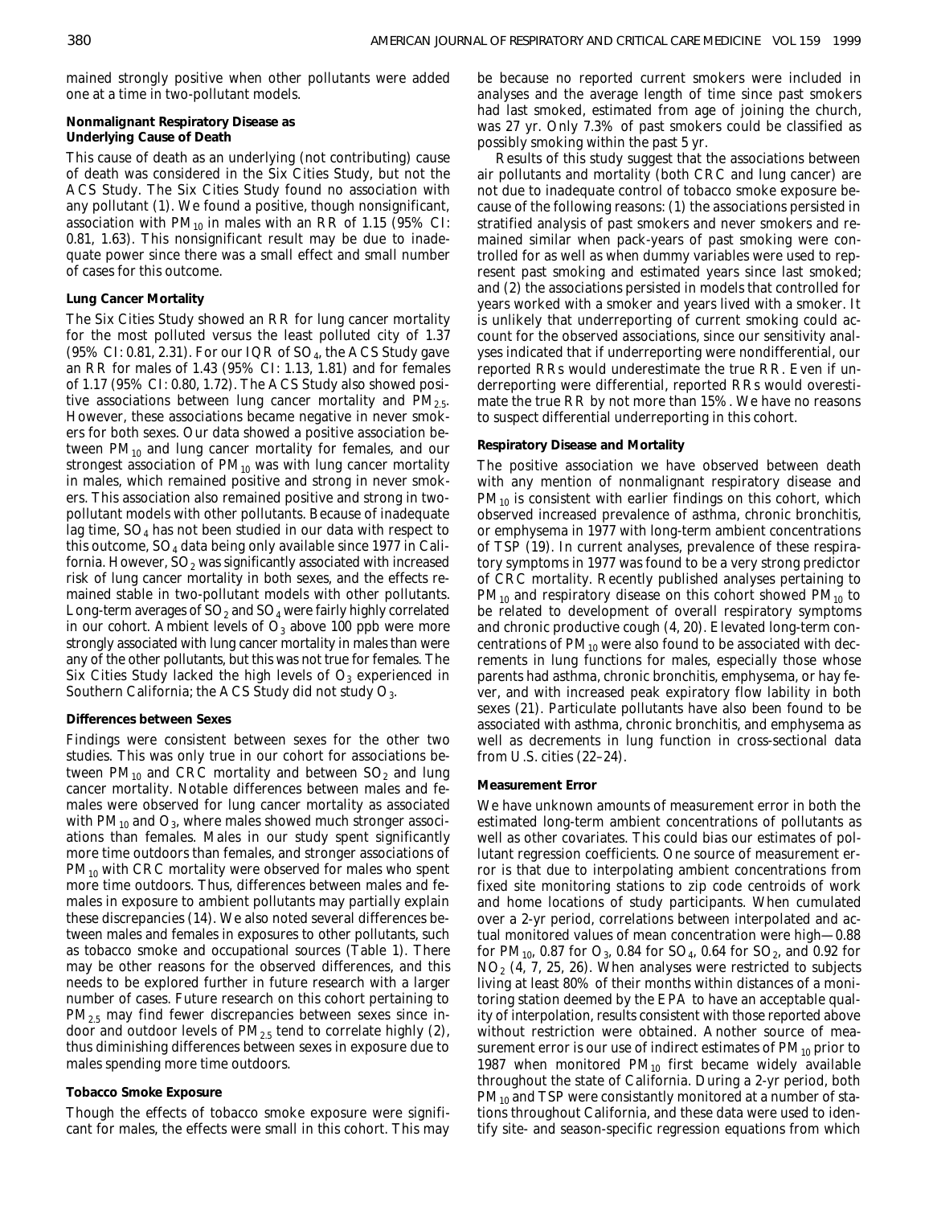mained strongly positive when other pollutants were added one at a time in two-pollutant models.

**Nonmalignant Respiratory Disease as Underlying Cause of Death**

This cause of death as an underlying (not contributing) cause of death was considered in the Six Cities Study, but not the ACS Study. The Six Cities Study found no association with any pollutant (1). We found a positive, though nonsignificant, association with $PM_{10}$ in males with an RR of 1.15 (95% CI: 0.81, 1.63). This nonsignificant result may be due to inadequate power since there was a small effect and small number of cases for this outcome.

**Lung Cancer Mortality**

The Six Cities Study showed an RR for lung cancer mortality for the most polluted versus the least polluted city of 1.37 (95% CI: 0.81, 2.31). For our IQR of $SO_4$, the ACS Study gave an RR for males of 1.43 (95% CI: 1.13, 1.81) and for females of 1.17 (95% CI: 0.80, 1.72). The ACS Study also showed positive associations between lung cancer mortality and $PM_{2.5}$. However, these associations became negative in never smokers for both sexes. Our data showed a positive association between $PM_{10}$ and lung cancer mortality for females, and our strongest association of $PM_{10}$ was with lung cancer mortality in males, which remained positive and strong in never smokers. This association also remained positive and strong in two-pollutant models with other pollutants. Because of inadequate lag time, $SO_4$ has not been studied in our data with respect to this outcome, $SO_4$ data being only available since 1977 in California. However, $SO_2$ was significantly associated with increased risk of lung cancer mortality in both sexes, and the effects remained stable in two-pollutant models with other pollutants. Long-term averages of $SO_2$ and $SO_4$ were fairly highly correlated in our cohort. Ambient levels of $O_3$ above 100 ppb were more strongly associated with lung cancer mortality in males than were any of the other pollutants, but this was not true for females. The Six Cities Study lacked the high levels of $O_3$ experienced in Southern California; the ACS Study did not study $O_3$.

**Differences between Sexes**

Findings were consistent between sexes for the other two studies. This was only true in our cohort for associations between $PM_{10}$ and CRC mortality and between $SO_2$ and lung cancer mortality. Notable differences between males and females were observed for lung cancer mortality as associated with $PM_{10}$ and $O_3$, where males showed much stronger associations than females. Males in our study spent significantly more time outdoors than females, and stronger associations of $PM_{10}$ with CRC mortality were observed for males who spent more time outdoors. Thus, differences between males and females in exposure to ambient pollutants may partially explain these discrepancies (14). We also noted several differences between males and females in exposures to other pollutants, such as tobacco smoke and occupational sources (Table 1). There may be other reasons for the observed differences, and this needs to be explored further in future research with a larger number of cases. Future research on this cohort pertaining to $PM_{2.5}$ may find fewer discrepancies between sexes since indoor and outdoor levels of $PM_{2.5}$ tend to correlate highly (2), thus diminishing differences between sexes in exposure due to males spending more time outdoors.

**Tobacco Smoke Exposure**

Though the effects of tobacco smoke exposure were significant for males, the effects were small in this cohort. This may be because no reported current smokers were included in analyses and the average length of time since past smokers had last smoked, estimated from age of joining the church, was 27 yr. Only 7.3% of past smokers could be classified as possibly smoking within the past 5 yr.

Results of this study suggest that the associations between air pollutants and mortality (both CRC and lung cancer) are not due to inadequate control of tobacco smoke exposure because of the following reasons: (1) the associations persisted in stratified analysis of past smokers and never smokers and remained similar when pack-years of past smoking were controlled for as well as when dummy variables were used to represent past smoking and estimated years since last smoked; and (2) the associations persisted in models that controlled for years worked with a smoker and years lived with a smoker. It is unlikely that underreporting of current smoking could account for the observed associations, since our sensitivity analyses indicated that if underreporting were nondifferential, our reported RRs would underestimate the true RR. Even if underreporting were differential, reported RRs would overestimate the true RR by not more than 15%. We have no reasons to suspect differential underreporting in this cohort.

**Respiratory Disease and Mortality**

The positive association we have observed between death with any mention of nonmalignant respiratory disease and $PM_{10}$ is consistent with earlier findings on this cohort, which observed increased prevalence of asthma, chronic bronchitis, or emphysema in 1977 with long-term ambient concentrations of TSP (19). In current analyses, prevalence of these respiratory symptoms in 1977 was found to be a very strong predictor of CRC mortality. Recently published analyses pertaining to $PM_{10}$ and respiratory disease on this cohort showed $PM_{10}$ to be related to development of overall respiratory symptoms and chronic productive cough (4, 20). Elevated long-term concentrations of $PM_{10}$ were also found to be associated with decrements in lung functions for males, especially those whose parents had asthma, chronic bronchitis, emphysema, or hay fever, and with increased peak expiratory flow lability in both sexes (21). Particulate pollutants have also been found to be associated with asthma, chronic bronchitis, and emphysema as well as decrements in lung function in cross-sectional data from U.S. cities (22–24).

**Measurement Error**

We have unknown amounts of measurement error in both the estimated long-term ambient concentrations of pollutants as well as other covariates. This could bias our estimates of pollutant regression coefficients. One source of measurement error is that due to interpolating ambient concentrations from fixed site monitoring stations to zip code centroids of work and home locations of study participants. When cumulated over a 2-yr period, correlations between interpolated and actual monitored values of mean concentration were high—0.88 for $PM_{10}$, 0.87 for $O_3$, 0.84 for $SO_4$, 0.64 for $SO_2$, and 0.92 for $NO_2$ (4, 7, 25, 26). When analyses were restricted to subjects living at least 80% of their months within distances of a monitoring station deemed by the EPA to have an acceptable quality of interpolation, results consistent with those reported above without restriction were obtained. Another source of measurement error is our use of indirect estimates of $PM_{10}$ prior to 1987 when monitored $PM_{10}$ first became widely available throughout the state of California. During a 2-yr period, both $PM_{10}$ and TSP were consistantly monitored at a number of stations throughout California, and these data were used to identify site- and season-specific regression equations from which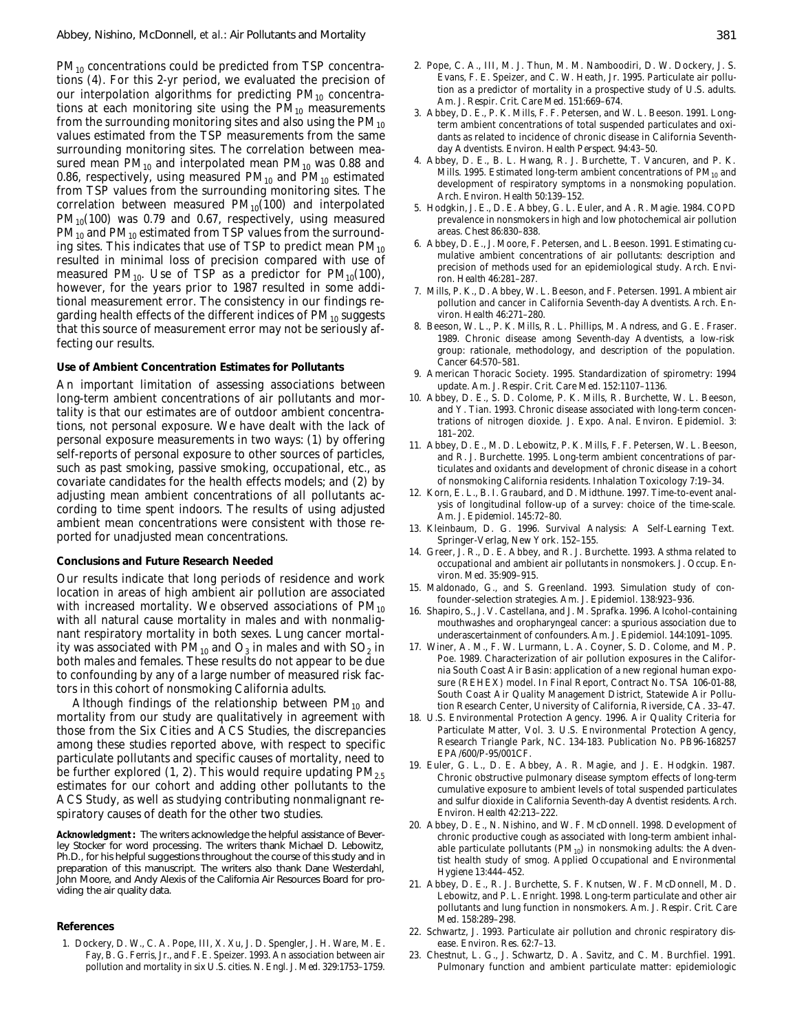$PM_{10}$ concentrations could be predicted from TSP concentrations (4). For this 2-yr period, we evaluated the precision of our interpolation algorithms for predicting $PM_{10}$ concentrations at each monitoring site using the $PM_{10}$ measurements from the surrounding monitoring sites and also using the $PM_{10}$ values estimated from the TSP measurements from the same surrounding monitoring sites. The correlation between measured mean $PM_{10}$ and interpolated mean $PM_{10}$ was 0.88 and 0.86, respectively, using measured $PM_{10}$ and $PM_{10}$ estimated from TSP values from the surrounding monitoring sites. The correlation between measured $PM_{10}(100)$ and interpolated $PM_{10}(100)$ was 0.79 and 0.67, respectively, using measured $PM_{10}$ and $PM_{10}$ estimated from TSP values from the surrounding sites. This indicates that use of TSP to predict mean $PM_{10}$ resulted in minimal loss of precision compared with use of measured $PM_{10}$. Use of TSP as a predictor for $PM_{10}(100)$, however, for the years prior to 1987 resulted in some additional measurement error. The consistency in our findings regarding health effects of the different indices of $PM_{10}$ suggests that this source of measurement error may not be seriously affecting our results.

### Use of Ambient Concentration Estimates for Pollutants

An important limitation of assessing associations between long-term ambient concentrations of air pollutants and mortality is that our estimates are of outdoor ambient concentrations, not personal exposure. We have dealt with the lack of personal exposure measurements in two ways: (1) by offering self-reports of personal exposure to other sources of particles, such as past smoking, passive smoking, occupational, etc., as covariate candidates for the health effects models; and (2) by adjusting mean ambient concentrations of all pollutants according to time spent indoors. The results of using adjusted ambient mean concentrations were consistent with those reported for unadjusted mean concentrations.

### Conclusions and Future Research Needed

Our results indicate that long periods of residence and work location in areas of high ambient air pollution are associated with increased mortality. We observed associations of $PM_{10}$ with all natural cause mortality in males and with nonmalignant respiratory mortality in both sexes. Lung cancer mortality was associated with $PM_{10}$ and $O_3$ in males and with $SO_2$ in both males and females. These results do not appear to be due to confounding by any of a large number of measured risk factors in this cohort of nonsmoking California adults.

Although findings of the relationship between $PM_{10}$ and mortality from our study are qualitatively in agreement with those from the Six Cities and ACS Studies, the discrepancies among these studies reported above, with respect to specific particulate pollutants and specific causes of mortality, need to be further explored (1, 2). This would require updating $PM_{2.5}$ estimates for our cohort and adding other pollutants to the ACS Study, as well as studying contributing nonmalignant respiratory causes of death for the other two studies.

**Acknowledgment:** The writers acknowledge the helpful assistance of Beverley Stocker for word processing. The writers thank Michael D. Lebowitz, Ph.D., for his helpful suggestions throughout the course of this study and in preparation of this manuscript. The writers also thank Dane Westerdahl, John Moore, and Andy Alexis of the California Air Resources Board for providing the air quality data.

### References

1. Dockery, D. W., C. A. Pope, III, X. Xu, J. D. Spengler, J. H. Ware, M. E. Fay, B. G. Ferris, Jr., and F. E. Speizer. 1993. An association between air pollution and mortality in six U.S. cities. *N. Engl. J. Med.* 329:1753–1759.
2. Pope, C. A., III, M. J. Thun, M. M. Namboodiri, D. W. Dockery, J. S. Evans, F. E. Speizer, and C. W. Heath, Jr. 1995. Particulate air pollution as a predictor of mortality in a prospective study of U.S. adults. *Am. J. Respir. Crit. Care Med.* 151:669–674.
3. Abbey, D. E., P. K. Mills, F. F. Petersen, and W. L. Beeson. 1991. Long-term ambient concentrations of total suspended particulates and oxidants as related to incidence of chronic disease in California Seventh-day Adventists. *Environ. Health Perspect.* 94:43–50.
4. Abbey, D. E., B. L. Hwang, R. J. Burchette, T. Vancuren, and P. K. Mills. 1995. Estimated long-term ambient concentrations of $PM_{10}$ and development of respiratory symptoms in a nonsmoking population. *Arch. Environ. Health* 50:139–152.
5. Hodgkin, J. E., D. E. Abbey, G. L. Euler, and A. R. Magie. 1984. COPD prevalence in nonsmokers in high and low photochemical air pollution areas. *Chest* 86:830–838.
6. Abbey, D. E., J. Moore, F. Petersen, and L. Beeson. 1991. Estimating cumulative ambient concentrations of air pollutants: description and precision of methods used for an epidemiological study. *Arch. Environ. Health* 46:281–287.
7. Mills, P. K., D. Abbey, W. L. Beeson, and F. Petersen. 1991. Ambient air pollution and cancer in California Seventh-day Adventists. *Arch. Environ. Health* 46:271–280.
8. Beeson, W. L., P. K. Mills, R. L. Phillips, M. Andress, and G. E. Fraser. 1989. Chronic disease among Seventh-day Adventists, a low-risk group: rationale, methodology, and description of the population. *Cancer* 64:570–581.
9. American Thoracic Society. 1995. Standardization of spirometry: 1994 update. *Am. J. Respir. Crit. Care Med.* 152:1107–1136.
10. Abbey, D. E., S. D. Colome, P. K. Mills, R. Burchette, W. L. Beeson, and Y. Tian. 1993. Chronic disease associated with long-term concentrations of nitrogen dioxide. *J. Expo. Anal. Environ. Epidemiol.* 3: 181–202.
11. Abbey, D. E., M. D. Lebowitz, P. K. Mills, F. F. Petersen, W. L. Beeson, and R. J. Burchette. 1995. Long-term ambient concentrations of particulates and oxidants and development of chronic disease in a cohort of nonsmoking California residents. *Inhalation Toxicology* 7:19–34.
12. Korn, E. L., B. I. Graubard, and D. Midthune. 1997. Time-to-event analysis of longitudinal follow-up of a survey: choice of the time-scale. *Am. J. Epidemiol.* 145:72–80.
13. Kleinbaum, D. G. 1996. Survival Analysis: A Self-Learning Text. Springer-Verlag, New York. 152–155.
14. Greer, J. R., D. E. Abbey, and R. J. Burchette. 1993. Asthma related to occupational and ambient air pollutants in nonsmokers. *J. Occup. Environ. Med.* 35:909–915.
15. Maldonado, G., and S. Greenland. 1993. Simulation study of confounder-selection strategies. *Am. J. Epidemiol.* 138:923–936.
16. Shapiro, S., J. V. Castellana, and J. M. Sprafka. 1996. Alcohol-containing mouthwashes and oropharyngeal cancer: a spurious association due to underascertainment of confounders. *Am. J. Epidemiol.* 144:1091–1095.
17. Winer, A. M., F. W. Lurmann, L. A. Coyner, S. D. Colome, and M. P. Poe. 1989. Characterization of air pollution exposures in the California South Coast Air Basin: application of a new regional human exposure (REHEX) model. In Final Report, Contract No. TSA 106-01-88, South Coast Air Quality Management District, Statewide Air Pollution Research Center, University of California, Riverside, CA. 33–47.
18. U.S. Environmental Protection Agency. 1996. Air Quality Criteria for Particulate Matter, Vol. 3. U.S. Environmental Protection Agency, Research Triangle Park, NC. 134-183. Publication No. PB96-168257 EPA/600/P-95/001CF.
19. Euler, G. L., D. E. Abbey, A. R. Magie, and J. E. Hodgkin. 1987. Chronic obstructive pulmonary disease symptom effects of long-term cumulative exposure to ambient levels of total suspended particulates and sulfur dioxide in California Seventh-day Adventist residents. *Arch. Environ. Health* 42:213–222.
20. Abbey, D. E., N. Nishino, and W. F. McDonnell. 1998. Development of chronic productive cough as associated with long-term ambient inhalable particulate pollutants ($PM_{10}$) in nonsmoking adults: the Adventist health study of smog. *Applied Occupational and Environmental Hygiene* 13:444–452.
21. Abbey, D. E., R. J. Burchette, S. F. Knutsen, W. F. McDonnell, M. D. Lebowitz, and P. L. Enright. 1998. Long-term particulate and other air pollutants and lung function in nonsmokers. *Am. J. Respir. Crit. Care Med.* 158:289–298.
22. Schwartz, J. 1993. Particulate air pollution and chronic respiratory disease. *Environ. Res.* 62:7–13.
23. Chestnut, L. G., J. Schwartz, D. A. Savitz, and C. M. Burchfiel. 1991. Pulmonary function and ambient particulate matter: epidemiologic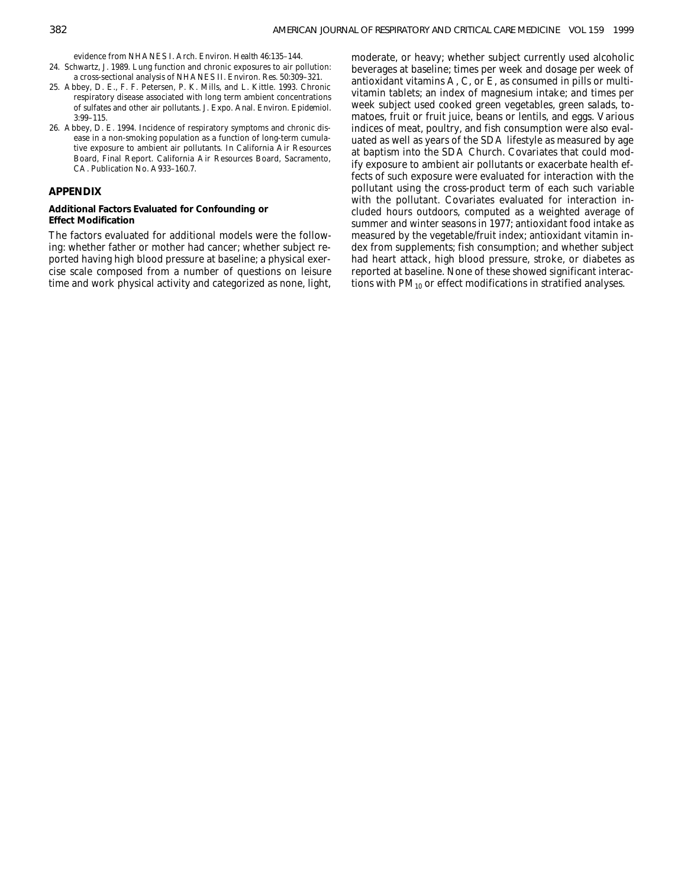evidence from NHANES I. Arch. Environ. Health 46:135–144.

24. Schwartz, J. 1989. Lung function and chronic exposures to air pollution: a cross-sectional analysis of NHANES II. Environ. Res. 50:309–321.
25. Abbey, D. E., F. F. Petersen, P. K. Mills, and L. Kittle. 1993. Chronic respiratory disease associated with long term ambient concentrations of sulfates and other air pollutants. J. Expo. Anal. Environ. Epidemiol. 3:99–115.
26. Abbey, D. E. 1994. Incidence of respiratory symptoms and chronic disease in a non-smoking population as a function of long-term cumulative exposure to ambient air pollutants. In California Air Resources Board, Final Report. California Air Resources Board, Sacramento, CA. Publication No. A933–160.7.

## APPENDIX

### Additional Factors Evaluated for Confounding or Effect Modification

The factors evaluated for additional models were the following: whether father or mother had cancer; whether subject reported having high blood pressure at baseline; a physical exercise scale composed from a number of questions on leisure time and work physical activity and categorized as none, light, moderate, or heavy; whether subject currently used alcoholic beverages at baseline; times per week and dosage per week of antioxidant vitamins A, C, or E, as consumed in pills or multivitamin tablets; an index of magnesium intake; and times per week subject used cooked green vegetables, green salads, tomatoes, fruit or fruit juice, beans or lentils, and eggs. Various indices of meat, poultry, and fish consumption were also evaluated as well as years of the SDA lifestyle as measured by age at baptism into the SDA Church. Covariates that could modify exposure to ambient air pollutants or exacerbate health effects of such exposure were evaluated for interaction with the pollutant using the cross-product term of each such variable with the pollutant. Covariates evaluated for interaction included hours outdoors, computed as a weighted average of summer and winter seasons in 1977; antioxidant food intake as measured by the vegetable/fruit index; antioxidant vitamin index from supplements; fish consumption; and whether subject had heart attack, high blood pressure, stroke, or diabetes as reported at baseline. None of these showed significant interactions with $PM_{10}$ or effect modifications in stratified analyses.